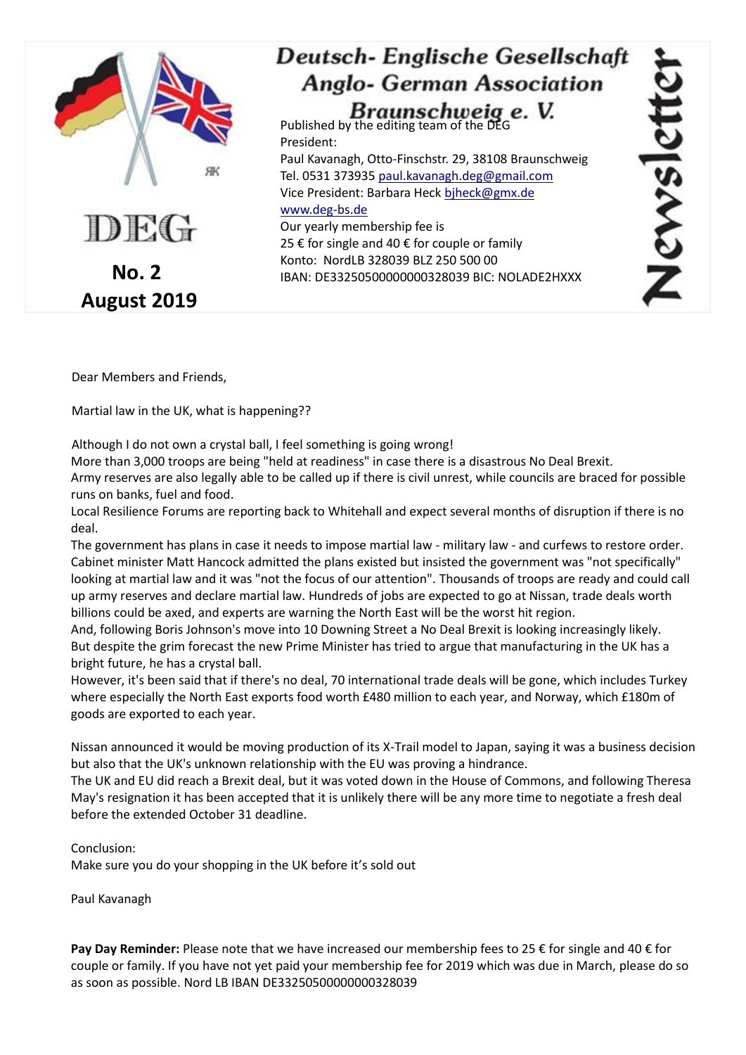# Deutsch- Englische Gesellschaft
## Anglo- German Association
## Braunschweig e. V.

**Newsletter**

DEG

**No. 2**
**August 2019**

Published by the editing team of the DEG
President:
Paul Kavanagh, Otto-Finschstr. 29, 38108 Braunschweig
Tel. 0531 373935 paul.kavanagh.deg@gmail.com
Vice President: Barbara Heck bjheck@gmx.de
www.deg-bs.de
Our yearly membership fee is
25 € for single and 40 € for couple or family
Konto: NordLB 328039 BLZ 250 500 00
IBAN: DE33250500000000328039 BIC: NOLADE2HXXX

Dear Members and Friends,

Martial law in the UK, what is happening??

Although I do not own a crystal ball, I feel something is going wrong!
More than 3,000 troops are being "held at readiness" in case there is a disastrous No Deal Brexit.
Army reserves are also legally able to be called up if there is civil unrest, while councils are braced for possible runs on banks, fuel and food.
Local Resilience Forums are reporting back to Whitehall and expect several months of disruption if there is no deal.
The government has plans in case it needs to impose martial law - military law - and curfews to restore order. Cabinet minister Matt Hancock admitted the plans existed but insisted the government was "not specifically" looking at martial law and it was "not the focus of our attention". Thousands of troops are ready and could call up army reserves and declare martial law. Hundreds of jobs are expected to go at Nissan, trade deals worth billions could be axed, and experts are warning the North East will be the worst hit region.
And, following Boris Johnson's move into 10 Downing Street a No Deal Brexit is looking increasingly likely.
But despite the grim forecast the new Prime Minister has tried to argue that manufacturing in the UK has a bright future, he has a crystal ball.
However, it's been said that if there's no deal, 70 international trade deals will be gone, which includes Turkey where especially the North East exports food worth £480 million to each year, and Norway, which £180m of goods are exported to each year.

Nissan announced it would be moving production of its X-Trail model to Japan, saying it was a business decision but also that the UK's unknown relationship with the EU was proving a hindrance.
The UK and EU did reach a Brexit deal, but it was voted down in the House of Commons, and following Theresa May's resignation it has been accepted that it is unlikely there will be any more time to negotiate a fresh deal before the extended October 31 deadline.

Conclusion:
Make sure you do your shopping in the UK before it's sold out

Paul Kavanagh

**Pay Day Reminder:** Please note that we have increased our membership fees to 25 € for single and 40 € for couple or family. If you have not yet paid your membership fee for 2019 which was due in March, please do so as soon as possible. Nord LB IBAN DE33250500000000328039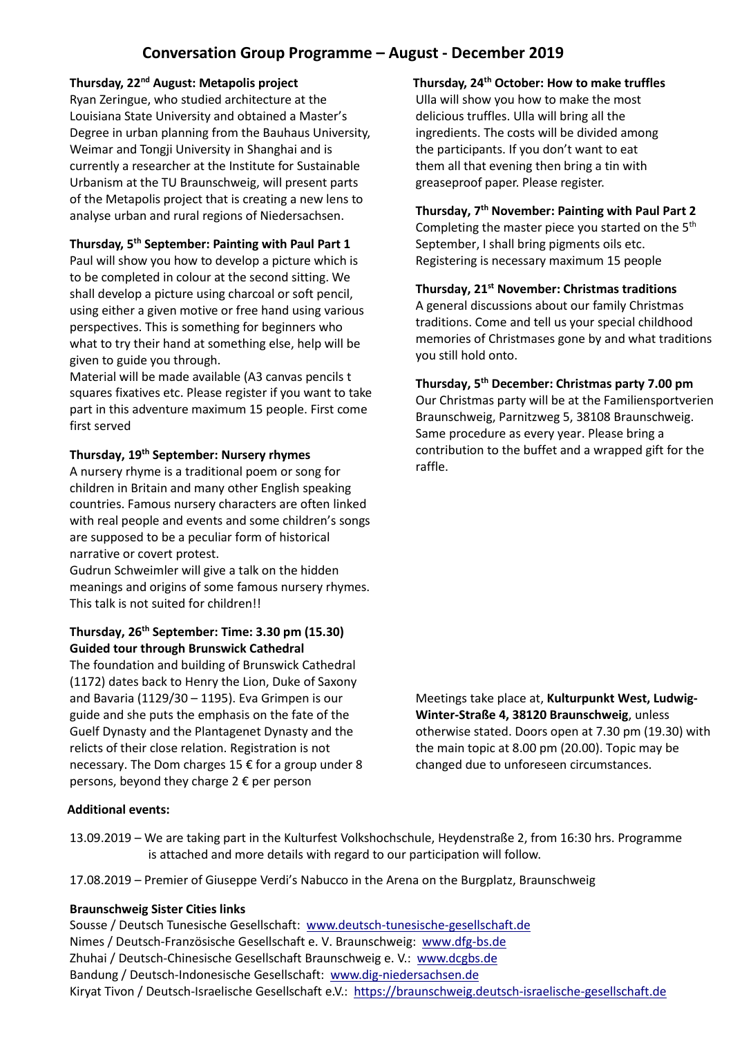# Conversation Group Programme – August - December 2019

**Thursday, 22nd August: Metapolis project**
Ryan Zeringue, who studied architecture at the Louisiana State University and obtained a Master's Degree in urban planning from the Bauhaus University, Weimar and Tongji University in Shanghai and is currently a researcher at the Institute for Sustainable Urbanism at the TU Braunschweig, will present parts of the Metapolis project that is creating a new lens to analyse urban and rural regions of Niedersachsen.

**Thursday, 5th September: Painting with Paul Part 1**
Paul will show you how to develop a picture which is to be completed in colour at the second sitting. We shall develop a picture using charcoal or soft pencil, using either a given motive or free hand using various perspectives. This is something for beginners who what to try their hand at something else, help will be given to guide you through.
Material will be made available (A3 canvas pencils t squares fixatives etc. Please register if you want to take part in this adventure maximum 15 people. First come first served

**Thursday, 19th September: Nursery rhymes**
A nursery rhyme is a traditional poem or song for children in Britain and many other English speaking countries. Famous nursery characters are often linked with real people and events and some children's songs are supposed to be a peculiar form of historical narrative or covert protest.
Gudrun Schweimler will give a talk on the hidden meanings and origins of some famous nursery rhymes. This talk is not suited for children!!

**Thursday, 26th September: Time: 3.30 pm (15.30)**
**Guided tour through Brunswick Cathedral**
The foundation and building of Brunswick Cathedral (1172) dates back to Henry the Lion, Duke of Saxony and Bavaria (1129/30 – 1195). Eva Grimpen is our guide and she puts the emphasis on the fate of the Guelf Dynasty and the Plantagenet Dynasty and the relicts of their close relation. Registration is not necessary. The Dom charges 15 € for a group under 8 persons, beyond they charge 2 € per person

**Thursday, 24th October: How to make truffles**
Ulla will show you how to make the most delicious truffles. Ulla will bring all the ingredients. The costs will be divided among the participants. If you don't want to eat them all that evening then bring a tin with greaseproof paper. Please register.

**Thursday, 7th November: Painting with Paul Part 2**
Completing the master piece you started on the 5th September, I shall bring pigments oils etc. Registering is necessary maximum 15 people

**Thursday, 21st November: Christmas traditions**
A general discussions about our family Christmas traditions. Come and tell us your special childhood memories of Christmases gone by and what traditions you still hold onto.

**Thursday, 5th December: Christmas party 7.00 pm**
Our Christmas party will be at the Familiensportverien Braunschweig, Parnitzweg 5, 38108 Braunschweig. Same procedure as every year. Please bring a contribution to the buffet and a wrapped gift for the raffle.

Meetings take place at, **Kulturpunkt West, Ludwig-Winter-Straße 4, 38120 Braunschweig**, unless otherwise stated. Doors open at 7.30 pm (19.30) with the main topic at 8.00 pm (20.00). Topic may be changed due to unforeseen circumstances.

**Additional events:**

13.09.2019 – We are taking part in the Kulturfest Volkshochschule, Heydenstraße 2, from 16:30 hrs. Programme is attached and more details with regard to our participation will follow.

17.08.2019 – Premier of Giuseppe Verdi's Nabucco in the Arena on the Burgplatz, Braunschweig

**Braunschweig Sister Cities links**
Sousse / Deutsch Tunesische Gesellschaft: www.deutsch-tunesische-gesellschaft.de
Nimes / Deutsch-Französische Gesellschaft e. V. Braunschweig: www.dfg-bs.de
Zhuhai / Deutsch-Chinesische Gesellschaft Braunschweig e. V.: www.dcgbs.de
Bandung / Deutsch-Indonesische Gesellschaft: www.dig-niedersachsen.de
Kiryat Tivon / Deutsch-Israelische Gesellschaft e.V.: https://braunschweig.deutsch-israelische-gesellschaft.de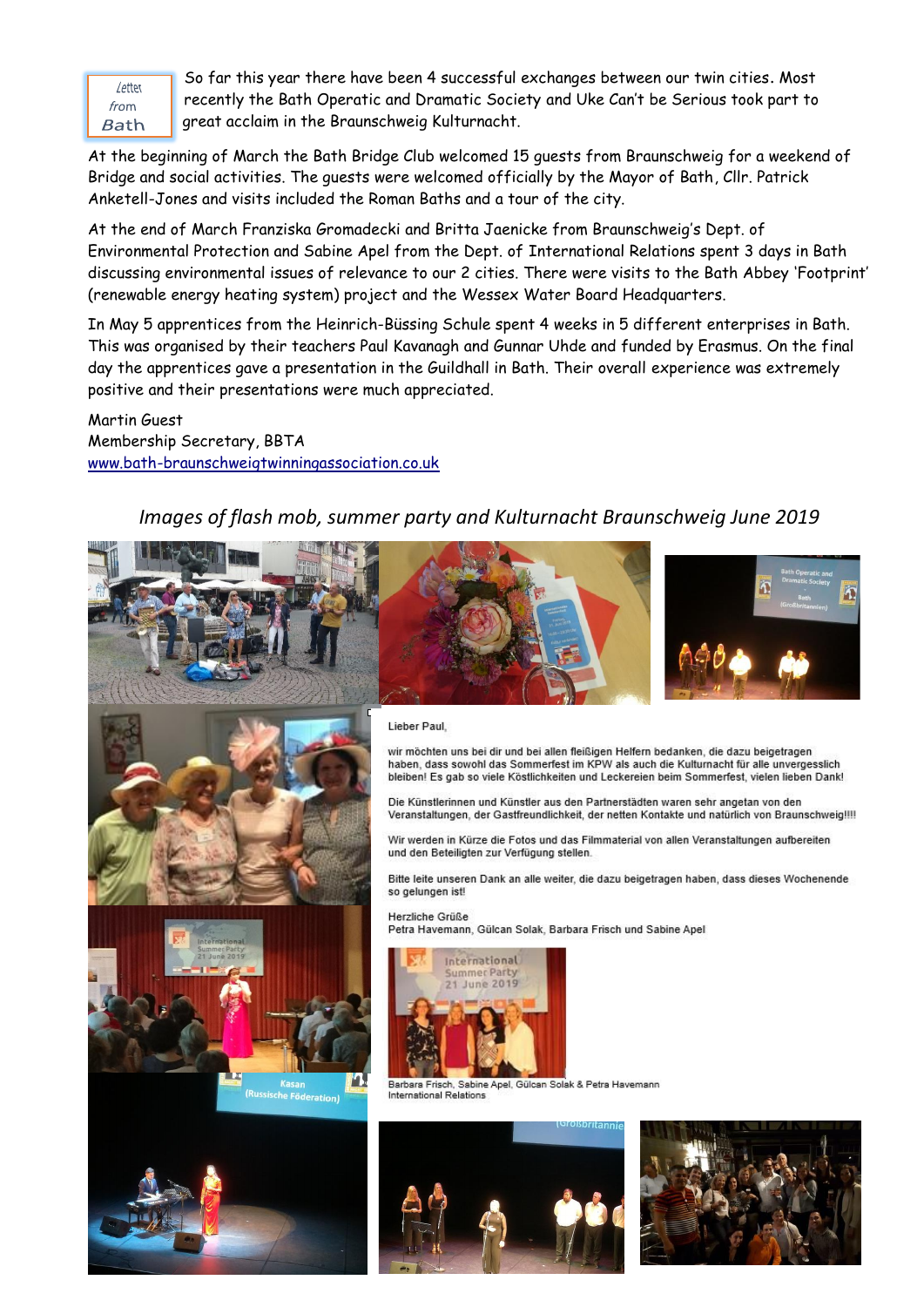Letter from Bath

So far this year there have been 4 successful exchanges between our twin cities. Most recently the Bath Operatic and Dramatic Society and Uke Can't be Serious took part to great acclaim in the Braunschweig Kulturnacht.

At the beginning of March the Bath Bridge Club welcomed 15 guests from Braunschweig for a weekend of Bridge and social activities. The guests were welcomed officially by the Mayor of Bath, Cllr. Patrick Anketell-Jones and visits included the Roman Baths and a tour of the city.

At the end of March Franziska Gromadecki and Britta Jaenicke from Braunschweig's Dept. of Environmental Protection and Sabine Apel from the Dept. of International Relations spent 3 days in Bath discussing environmental issues of relevance to our 2 cities. There were visits to the Bath Abbey 'Footprint' (renewable energy heating system) project and the Wessex Water Board Headquarters.

In May 5 apprentices from the Heinrich-Büssing Schule spent 4 weeks in 5 different enterprises in Bath. This was organised by their teachers Paul Kavanagh and Gunnar Uhde and funded by Erasmus. On the final day the apprentices gave a presentation in the Guildhall in Bath. Their overall experience was extremely positive and their presentations were much appreciated.

Martin Guest
Membership Secretary, BBTA
[www.bath-braunschweigtwinningassociation.co.uk](http://www.bath-braunschweigtwinningassociation.co.uk)

*Images of flash mob, summer party and Kulturnacht Braunschweig June 2019*

Lieber Paul,

wir möchten uns bei dir und bei allen fleißigen Helfern bedanken, die dazu beigetragen haben, dass sowohl das Sommerfest im KPW als auch die Kulturnacht für alle unvergesslich bleiben! Es gab so viele Köstlichkeiten und Leckereien beim Sommerfest, vielen lieben Dank!

Die Künstlerinnen und Künstler aus den Partnerstädten waren sehr angetan von den Veranstaltungen, der Gastfreundlichkeit, der netten Kontakte und natürlich von Braunschweig!!!!

Wir werden in Kürze die Fotos und das Filmmaterial von allen Veranstaltungen aufbereiten und den Beteiligten zur Verfügung stellen.

Bitte leite unseren Dank an alle weiter, die dazu beigetragen haben, dass dieses Wochenende so gelungen ist!

Herzliche Grüße
Petra Havemann, Gülcan Solak, Barbara Frisch und Sabine Apel

Barbara Frisch, Sabine Apel, Gülcan Solak & Petra Havemann
International Relations